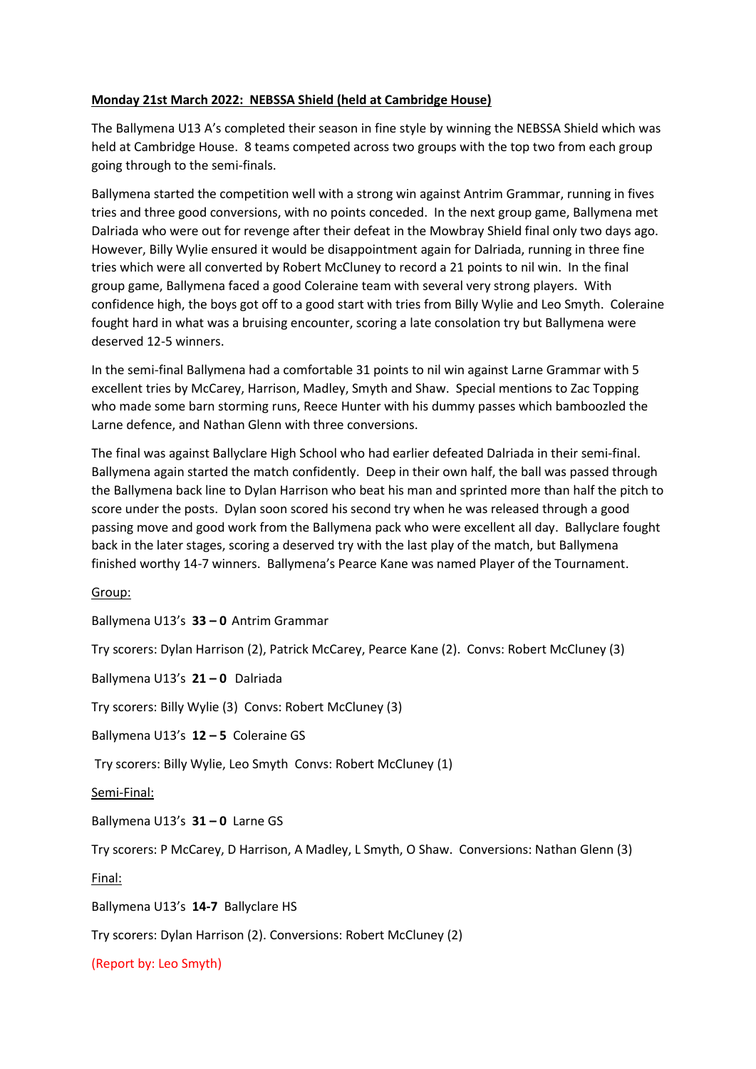**Monday 21st March 2022: NEBSSA Shield (held at Cambridge House)**

The Ballymena U13 A's completed their season in fine style by winning the NEBSSA Shield which was held at Cambridge House. 8 teams competed across two groups with the top two from each group going through to the semi-finals.

Ballymena started the competition well with a strong win against Antrim Grammar, running in fives tries and three good conversions, with no points conceded. In the next group game, Ballymena met Dalriada who were out for revenge after their defeat in the Mowbray Shield final only two days ago. However, Billy Wylie ensured it would be disappointment again for Dalriada, running in three fine tries which were all converted by Robert McCluney to record a 21 points to nil win. In the final group game, Ballymena faced a good Coleraine team with several very strong players. With confidence high, the boys got off to a good start with tries from Billy Wylie and Leo Smyth. Coleraine fought hard in what was a bruising encounter, scoring a late consolation try but Ballymena were deserved 12-5 winners.

In the semi-final Ballymena had a comfortable 31 points to nil win against Larne Grammar with 5 excellent tries by McCarey, Harrison, Madley, Smyth and Shaw. Special mentions to Zac Topping who made some barn storming runs, Reece Hunter with his dummy passes which bamboozled the Larne defence, and Nathan Glenn with three conversions.

The final was against Ballyclare High School who had earlier defeated Dalriada in their semi-final. Ballymena again started the match confidently. Deep in their own half, the ball was passed through the Ballymena back line to Dylan Harrison who beat his man and sprinted more than half the pitch to score under the posts. Dylan soon scored his second try when he was released through a good passing move and good work from the Ballymena pack who were excellent all day. Ballyclare fought back in the later stages, scoring a deserved try with the last play of the match, but Ballymena finished worthy 14-7 winners. Ballymena's Pearce Kane was named Player of the Tournament.

Group:

Ballymena U13's **33 – 0** Antrim Grammar

Try scorers: Dylan Harrison (2), Patrick McCarey, Pearce Kane (2). Convs: Robert McCluney (3)

Ballymena U13's **21 – 0** Dalriada

Try scorers: Billy Wylie (3) Convs: Robert McCluney (3)

Ballymena U13's **12 – 5** Coleraine GS

Try scorers: Billy Wylie, Leo Smyth Convs: Robert McCluney (1)

Semi-Final:

Ballymena U13's **31 – 0** Larne GS

Try scorers: P McCarey, D Harrison, A Madley, L Smyth, O Shaw. Conversions: Nathan Glenn (3)

Final:

Ballymena U13's **14-7** Ballyclare HS

Try scorers: Dylan Harrison (2). Conversions: Robert McCluney (2)

(Report by: Leo Smyth)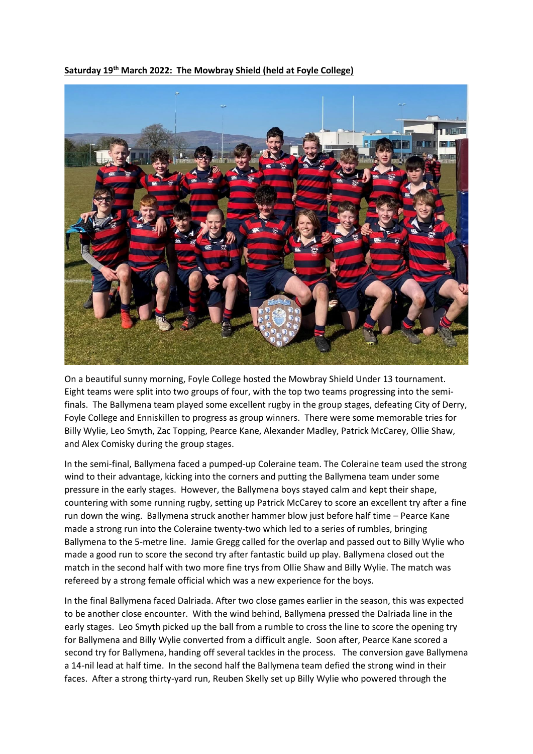**Saturday 19th March 2022: The Mowbray Shield (held at Foyle College)**

On a beautiful sunny morning, Foyle College hosted the Mowbray Shield Under 13 tournament. Eight teams were split into two groups of four, with the top two teams progressing into the semi-finals. The Ballymena team played some excellent rugby in the group stages, defeating City of Derry, Foyle College and Enniskillen to progress as group winners. There were some memorable tries for Billy Wylie, Leo Smyth, Zac Topping, Pearce Kane, Alexander Madley, Patrick McCarey, Ollie Shaw, and Alex Comisky during the group stages.

In the semi-final, Ballymena faced a pumped-up Coleraine team. The Coleraine team used the strong wind to their advantage, kicking into the corners and putting the Ballymena team under some pressure in the early stages. However, the Ballymena boys stayed calm and kept their shape, countering with some running rugby, setting up Patrick McCarey to score an excellent try after a fine run down the wing. Ballymena struck another hammer blow just before half time – Pearce Kane made a strong run into the Coleraine twenty-two which led to a series of rumbles, bringing Ballymena to the 5-metre line. Jamie Gregg called for the overlap and passed out to Billy Wylie who made a good run to score the second try after fantastic build up play. Ballymena closed out the match in the second half with two more fine trys from Ollie Shaw and Billy Wylie. The match was refereed by a strong female official which was a new experience for the boys.

In the final Ballymena faced Dalriada. After two close games earlier in the season, this was expected to be another close encounter. With the wind behind, Ballymena pressed the Dalriada line in the early stages. Leo Smyth picked up the ball from a rumble to cross the line to score the opening try for Ballymena and Billy Wylie converted from a difficult angle. Soon after, Pearce Kane scored a second try for Ballymena, handing off several tackles in the process. The conversion gave Ballymena a 14-nil lead at half time. In the second half the Ballymena team defied the strong wind in their faces. After a strong thirty-yard run, Reuben Skelly set up Billy Wylie who powered through the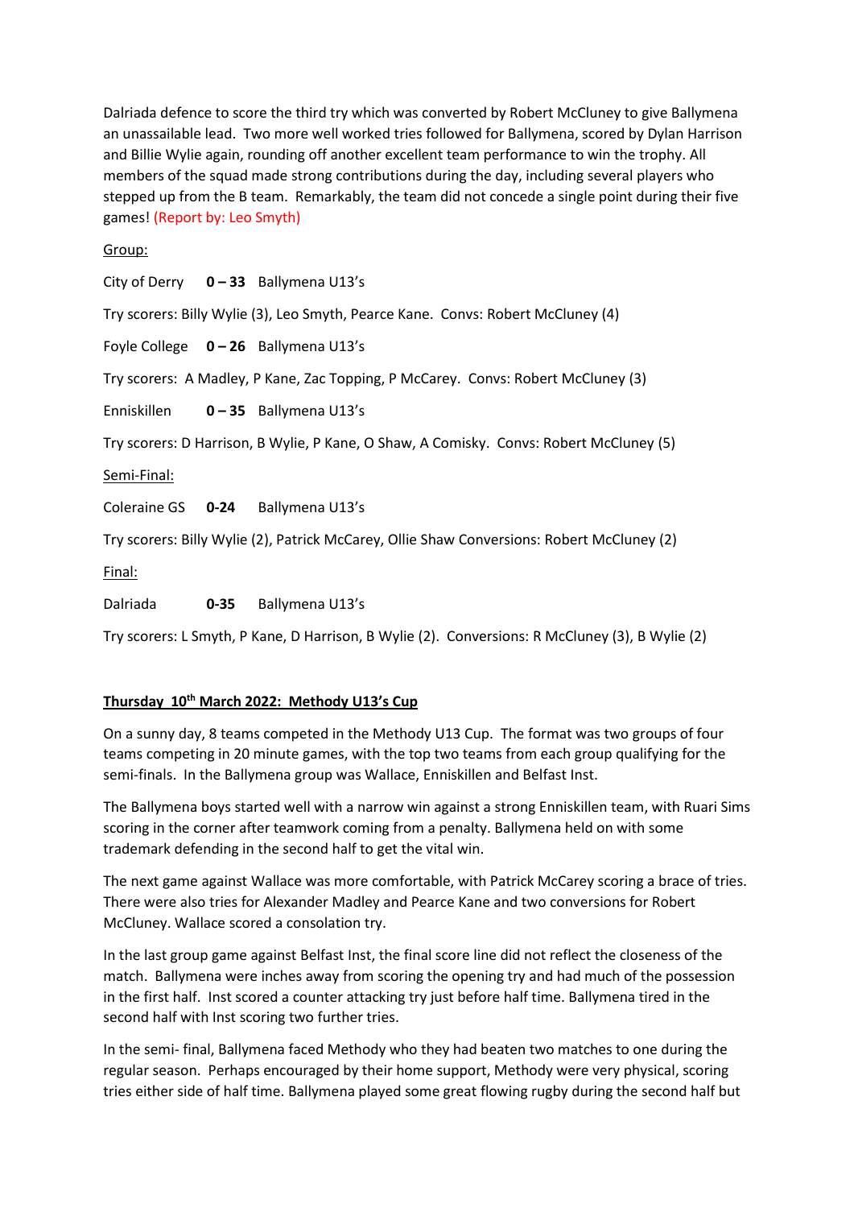Dalriada defence to score the third try which was converted by Robert McCluney to give Ballymena an unassailable lead. Two more well worked tries followed for Ballymena, scored by Dylan Harrison and Billie Wylie again, rounding off another excellent team performance to win the trophy. All members of the squad made strong contributions during the day, including several players who stepped up from the B team. Remarkably, the team did not concede a single point during their five games! (Report by: Leo Smyth)

Group:

City of Derry **0 – 33** Ballymena U13's

Try scorers: Billy Wylie (3), Leo Smyth, Pearce Kane. Convs: Robert McCluney (4)

Foyle College **0 – 26** Ballymena U13's

Try scorers: A Madley, P Kane, Zac Topping, P McCarey. Convs: Robert McCluney (3)

Enniskillen **0 – 35** Ballymena U13's

Try scorers: D Harrison, B Wylie, P Kane, O Shaw, A Comisky. Convs: Robert McCluney (5)

Semi-Final:

Coleraine GS **0-24** Ballymena U13's

Try scorers: Billy Wylie (2), Patrick McCarey, Ollie Shaw Conversions: Robert McCluney (2)

Final:

Dalriada **0-35** Ballymena U13's

Try scorers: L Smyth, P Kane, D Harrison, B Wylie (2). Conversions: R McCluney (3), B Wylie (2)

## Thursday 10th March 2022: Methody U13's Cup

On a sunny day, 8 teams competed in the Methody U13 Cup. The format was two groups of four teams competing in 20 minute games, with the top two teams from each group qualifying for the semi-finals. In the Ballymena group was Wallace, Enniskillen and Belfast Inst.

The Ballymena boys started well with a narrow win against a strong Enniskillen team, with Ruari Sims scoring in the corner after teamwork coming from a penalty. Ballymena held on with some trademark defending in the second half to get the vital win.

The next game against Wallace was more comfortable, with Patrick McCarey scoring a brace of tries. There were also tries for Alexander Madley and Pearce Kane and two conversions for Robert McCluney. Wallace scored a consolation try.

In the last group game against Belfast Inst, the final score line did not reflect the closeness of the match. Ballymena were inches away from scoring the opening try and had much of the possession in the first half. Inst scored a counter attacking try just before half time. Ballymena tired in the second half with Inst scoring two further tries.

In the semi- final, Ballymena faced Methody who they had beaten two matches to one during the regular season. Perhaps encouraged by their home support, Methody were very physical, scoring tries either side of half time. Ballymena played some great flowing rugby during the second half but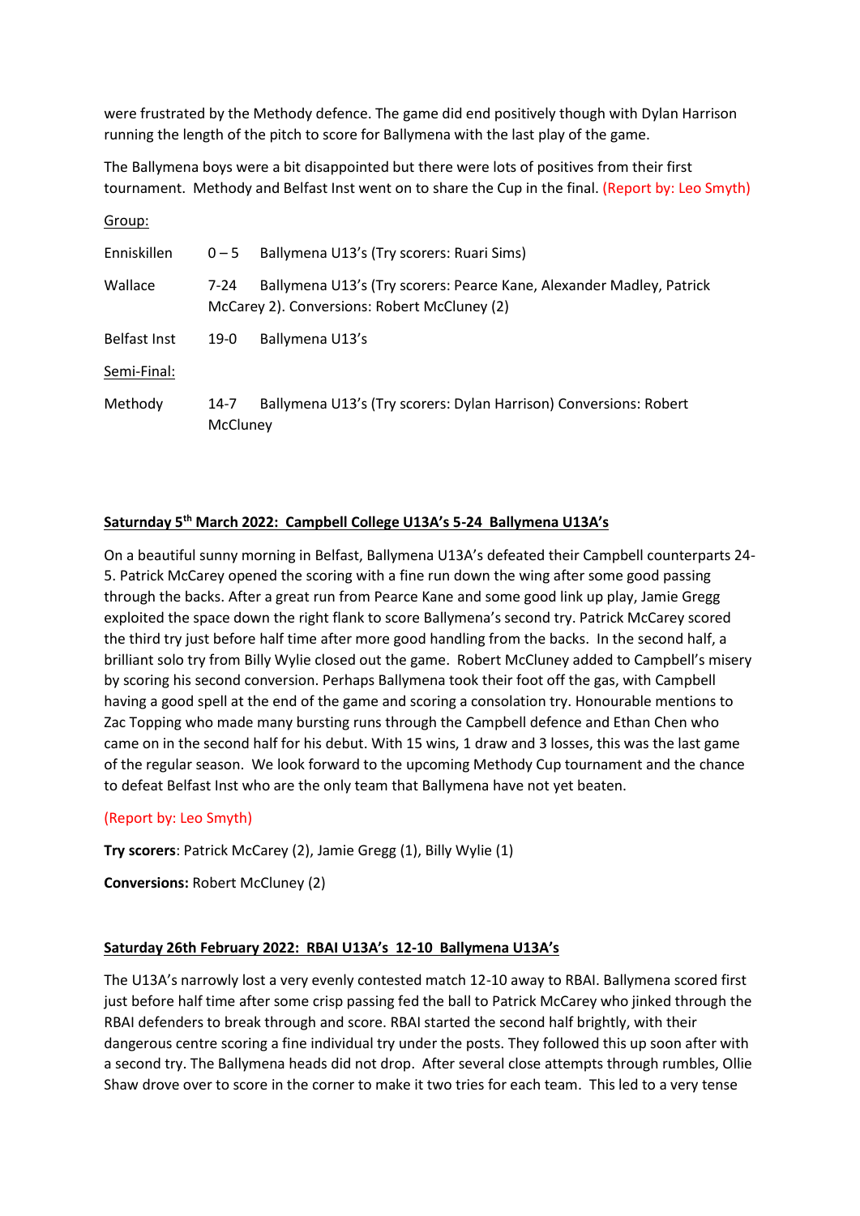were frustrated by the Methody defence. The game did end positively though with Dylan Harrison running the length of the pitch to score for Ballymena with the last play of the game.

The Ballymena boys were a bit disappointed but there were lots of positives from their first tournament. Methody and Belfast Inst went on to share the Cup in the final. (Report by: Leo Smyth)

<u>Group:</u>

Enniskillen 0 – 5 Ballymena U13's (Try scorers: Ruari Sims)

Wallace 7-24 Ballymena U13's (Try scorers: Pearce Kane, Alexander Madley, Patrick McCarey 2). Conversions: Robert McCluney (2)

Belfast Inst 19-0 Ballymena U13's

<u>Semi-Final:</u>

Methody 14-7 Ballymena U13's (Try scorers: Dylan Harrison) Conversions: Robert McCluney

## Saturday 5th March 2022: Campbell College U13A's 5-24 Ballymena U13A's

On a beautiful sunny morning in Belfast, Ballymena U13A's defeated their Campbell counterparts 24-5. Patrick McCarey opened the scoring with a fine run down the wing after some good passing through the backs. After a great run from Pearce Kane and some good link up play, Jamie Gregg exploited the space down the right flank to score Ballymena's second try. Patrick McCarey scored the third try just before half time after more good handling from the backs. In the second half, a brilliant solo try from Billy Wylie closed out the game. Robert McCluney added to Campbell's misery by scoring his second conversion. Perhaps Ballymena took their foot off the gas, with Campbell having a good spell at the end of the game and scoring a consolation try. Honourable mentions to Zac Topping who made many bursting runs through the Campbell defence and Ethan Chen who came on in the second half for his debut. With 15 wins, 1 draw and 3 losses, this was the last game of the regular season. We look forward to the upcoming Methody Cup tournament and the chance to defeat Belfast Inst who are the only team that Ballymena have not yet beaten.

(Report by: Leo Smyth)

**Try scorers**: Patrick McCarey (2), Jamie Gregg (1), Billy Wylie (1)

**Conversions:** Robert McCluney (2)

## Saturday 26th February 2022: RBAI U13A's 12-10 Ballymena U13A's

The U13A's narrowly lost a very evenly contested match 12-10 away to RBAI. Ballymena scored first just before half time after some crisp passing fed the ball to Patrick McCarey who jinked through the RBAI defenders to break through and score. RBAI started the second half brightly, with their dangerous centre scoring a fine individual try under the posts. They followed this up soon after with a second try. The Ballymena heads did not drop. After several close attempts through rumbles, Ollie Shaw drove over to score in the corner to make it two tries for each team. This led to a very tense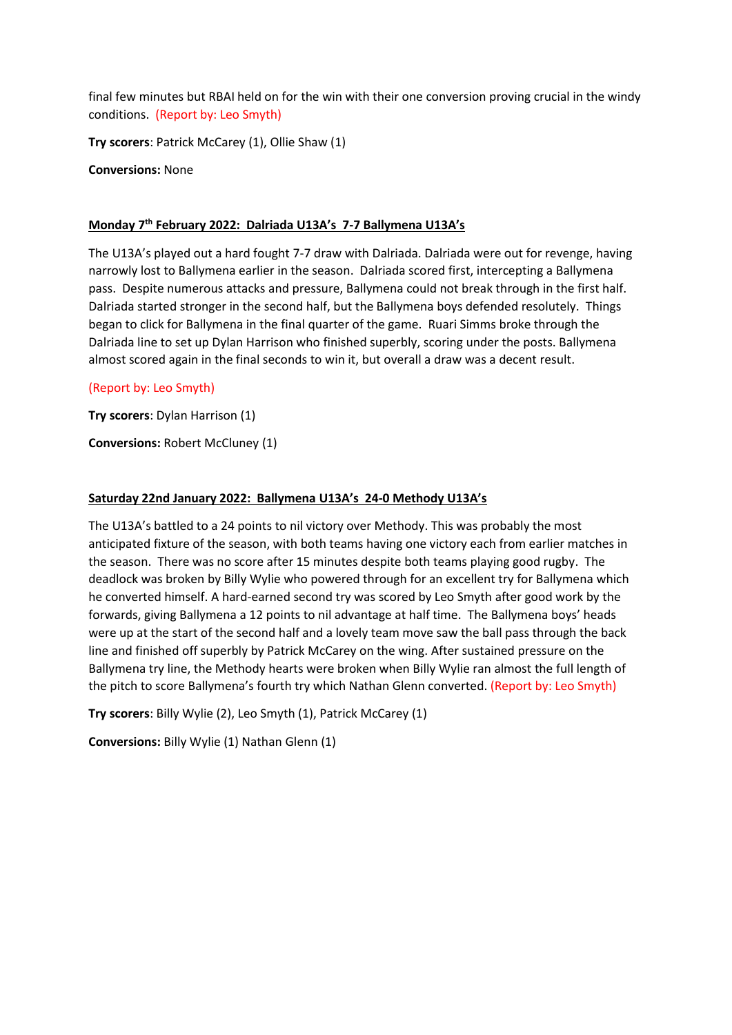final few minutes but RBAI held on for the win with their one conversion proving crucial in the windy conditions. (Report by: Leo Smyth)

**Try scorers**: Patrick McCarey (1), Ollie Shaw (1)

**Conversions:** None

**Monday 7th February 2022: Dalriada U13A's 7-7 Ballymena U13A's**

The U13A's played out a hard fought 7-7 draw with Dalriada. Dalriada were out for revenge, having narrowly lost to Ballymena earlier in the season. Dalriada scored first, intercepting a Ballymena pass. Despite numerous attacks and pressure, Ballymena could not break through in the first half. Dalriada started stronger in the second half, but the Ballymena boys defended resolutely. Things began to click for Ballymena in the final quarter of the game. Ruari Simms broke through the Dalriada line to set up Dylan Harrison who finished superbly, scoring under the posts. Ballymena almost scored again in the final seconds to win it, but overall a draw was a decent result.

(Report by: Leo Smyth)

**Try scorers**: Dylan Harrison (1)

**Conversions:** Robert McCluney (1)

**Saturday 22nd January 2022: Ballymena U13A's 24-0 Methody U13A's**

The U13A's battled to a 24 points to nil victory over Methody. This was probably the most anticipated fixture of the season, with both teams having one victory each from earlier matches in the season. There was no score after 15 minutes despite both teams playing good rugby. The deadlock was broken by Billy Wylie who powered through for an excellent try for Ballymena which he converted himself. A hard-earned second try was scored by Leo Smyth after good work by the forwards, giving Ballymena a 12 points to nil advantage at half time. The Ballymena boys' heads were up at the start of the second half and a lovely team move saw the ball pass through the back line and finished off superbly by Patrick McCarey on the wing. After sustained pressure on the Ballymena try line, the Methody hearts were broken when Billy Wylie ran almost the full length of the pitch to score Ballymena's fourth try which Nathan Glenn converted. (Report by: Leo Smyth)

**Try scorers**: Billy Wylie (2), Leo Smyth (1), Patrick McCarey (1)

**Conversions:** Billy Wylie (1) Nathan Glenn (1)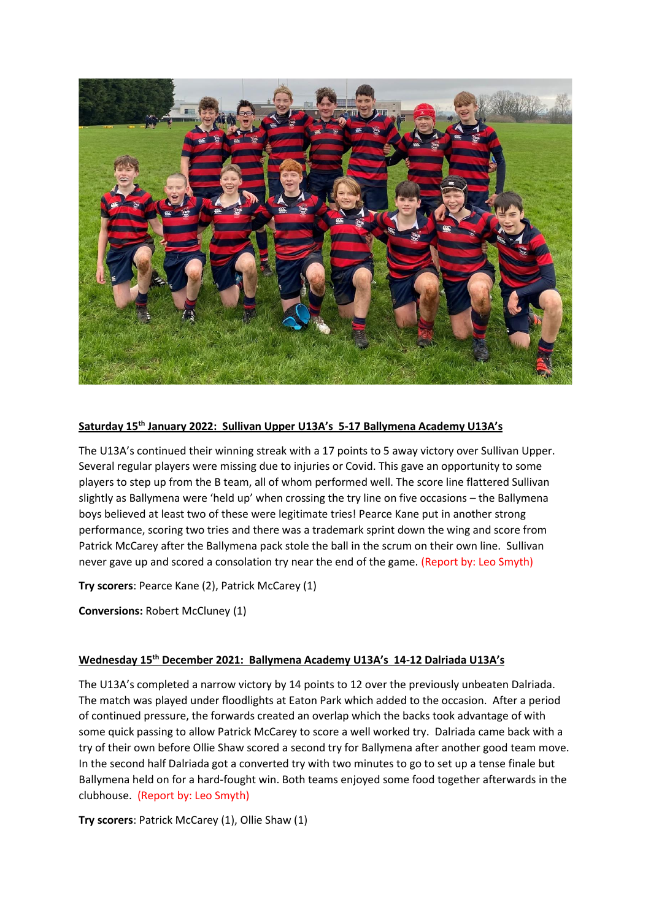**Saturday 15th January 2022: Sullivan Upper U13A's 5-17 Ballymena Academy U13A's**

The U13A's continued their winning streak with a 17 points to 5 away victory over Sullivan Upper. Several regular players were missing due to injuries or Covid. This gave an opportunity to some players to step up from the B team, all of whom performed well. The score line flattered Sullivan slightly as Ballymena were 'held up' when crossing the try line on five occasions – the Ballymena boys believed at least two of these were legitimate tries! Pearce Kane put in another strong performance, scoring two tries and there was a trademark sprint down the wing and score from Patrick McCarey after the Ballymena pack stole the ball in the scrum on their own line. Sullivan never gave up and scored a consolation try near the end of the game. (Report by: Leo Smyth)

**Try scorers**: Pearce Kane (2), Patrick McCarey (1)

**Conversions:** Robert McCluney (1)

**Wednesday 15th December 2021: Ballymena Academy U13A's 14-12 Dalriada U13A's**

The U13A's completed a narrow victory by 14 points to 12 over the previously unbeaten Dalriada. The match was played under floodlights at Eaton Park which added to the occasion. After a period of continued pressure, the forwards created an overlap which the backs took advantage of with some quick passing to allow Patrick McCarey to score a well worked try. Dalriada came back with a try of their own before Ollie Shaw scored a second try for Ballymena after another good team move. In the second half Dalriada got a converted try with two minutes to go to set up a tense finale but Ballymena held on for a hard-fought win. Both teams enjoyed some food together afterwards in the clubhouse. (Report by: Leo Smyth)

**Try scorers**: Patrick McCarey (1), Ollie Shaw (1)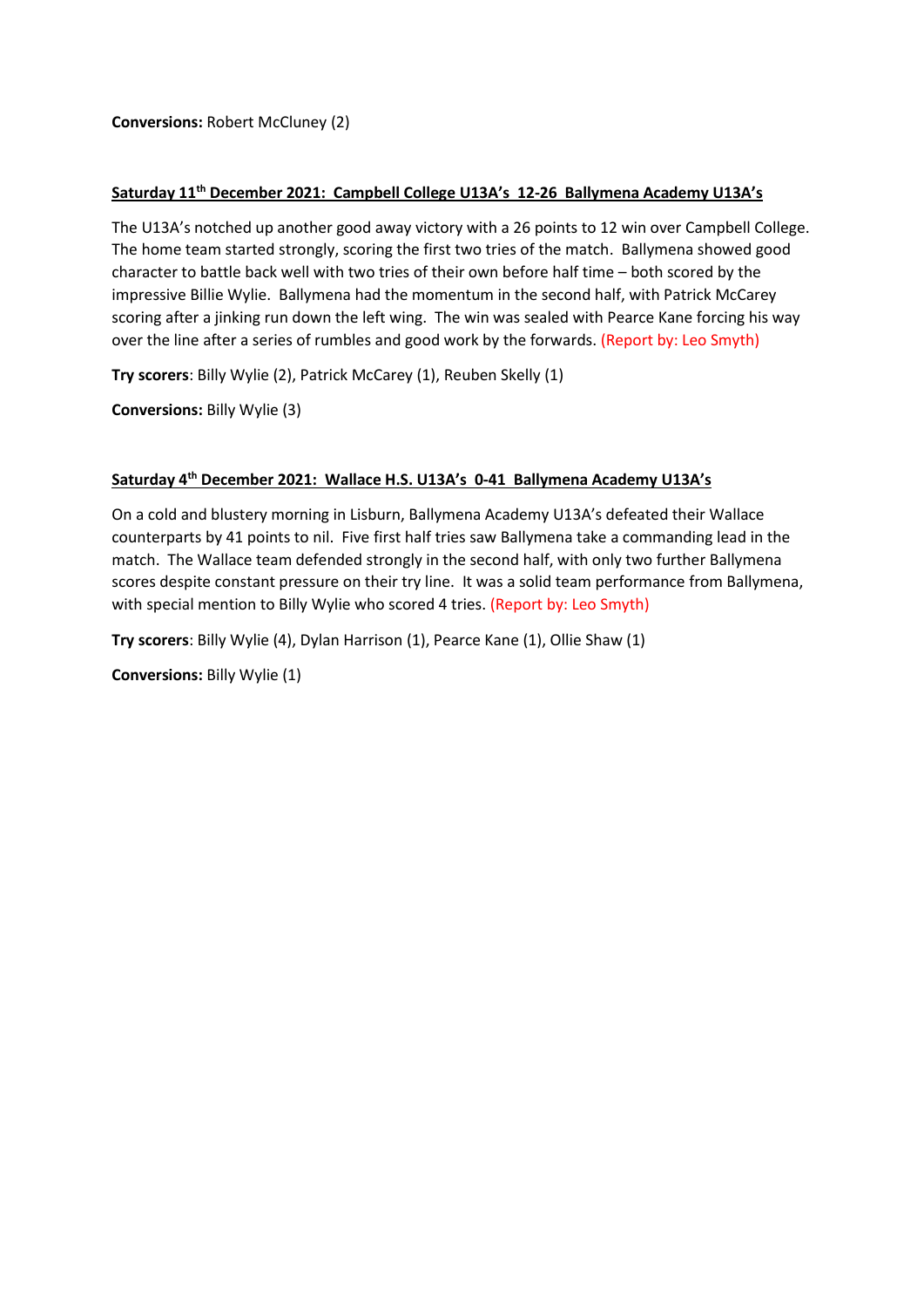**Conversions:** Robert McCluney (2)

**Saturday 11th December 2021: Campbell College U13A's 12-26 Ballymena Academy U13A's**

The U13A's notched up another good away victory with a 26 points to 12 win over Campbell College. The home team started strongly, scoring the first two tries of the match. Ballymena showed good character to battle back well with two tries of their own before half time – both scored by the impressive Billie Wylie. Ballymena had the momentum in the second half, with Patrick McCarey scoring after a jinking run down the left wing. The win was sealed with Pearce Kane forcing his way over the line after a series of rumbles and good work by the forwards. (Report by: Leo Smyth)

**Try scorers**: Billy Wylie (2), Patrick McCarey (1), Reuben Skelly (1)

**Conversions:** Billy Wylie (3)

**Saturday 4th December 2021: Wallace H.S. U13A's 0-41 Ballymena Academy U13A's**

On a cold and blustery morning in Lisburn, Ballymena Academy U13A's defeated their Wallace counterparts by 41 points to nil. Five first half tries saw Ballymena take a commanding lead in the match. The Wallace team defended strongly in the second half, with only two further Ballymena scores despite constant pressure on their try line. It was a solid team performance from Ballymena, with special mention to Billy Wylie who scored 4 tries. (Report by: Leo Smyth)

**Try scorers**: Billy Wylie (4), Dylan Harrison (1), Pearce Kane (1), Ollie Shaw (1)

**Conversions:** Billy Wylie (1)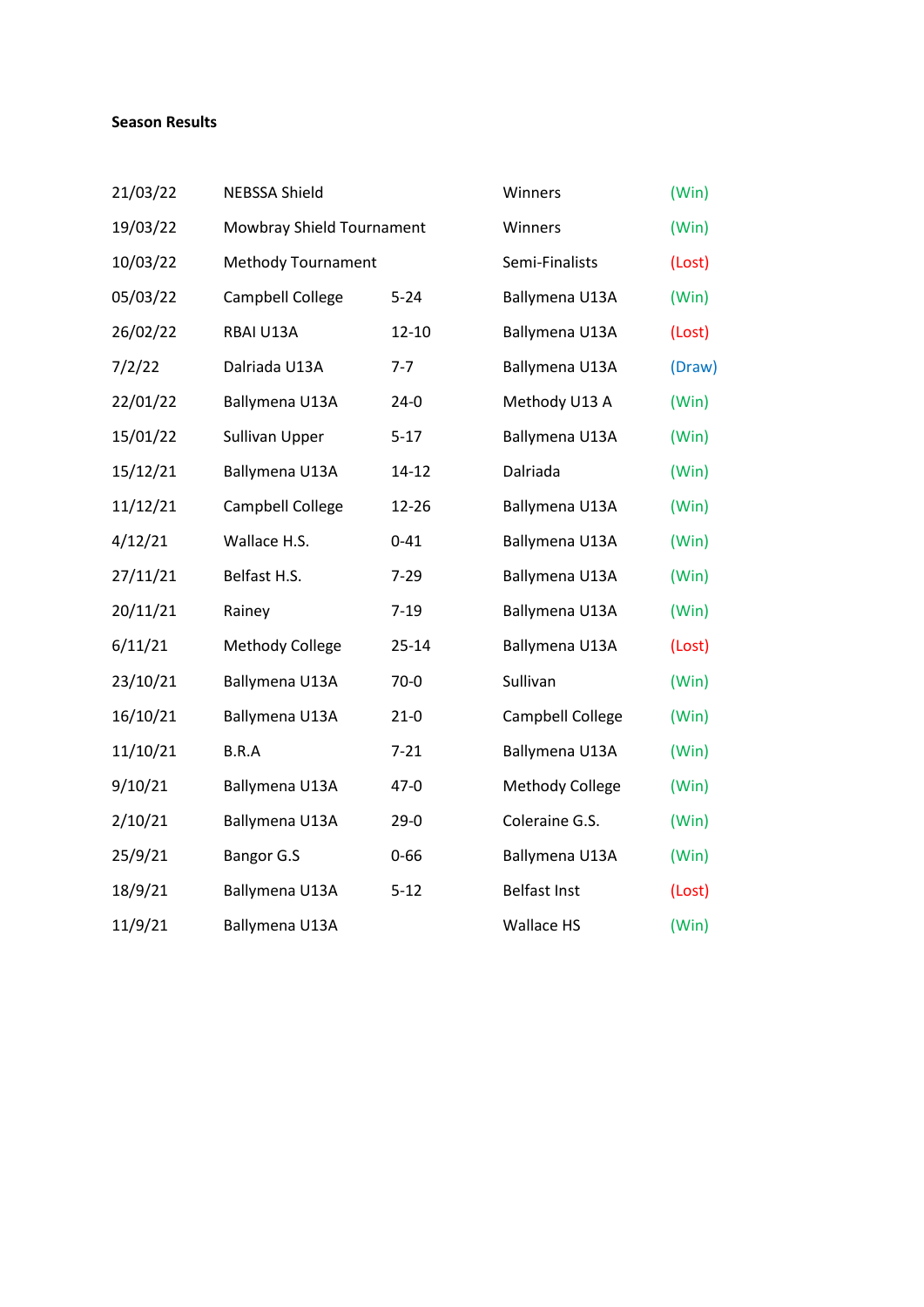**Season Results**

| | | | | |
|---|---|---|---|---|
| 21/03/22 | NEBSSA Shield | | Winners | (Win) |
| 19/03/22 | Mowbray Shield Tournament | | Winners | (Win) |
| 10/03/22 | Methody Tournament | | Semi-Finalists | (Lost) |
| 05/03/22 | Campbell College | 5-24 | Ballymena U13A | (Win) |
| 26/02/22 | RBAI U13A | 12-10 | Ballymena U13A | (Lost) |
| 7/2/22 | Dalriada U13A | 7-7 | Ballymena U13A | (Draw) |
| 22/01/22 | Ballymena U13A | 24-0 | Methody U13 A | (Win) |
| 15/01/22 | Sullivan Upper | 5-17 | Ballymena U13A | (Win) |
| 15/12/21 | Ballymena U13A | 14-12 | Dalriada | (Win) |
| 11/12/21 | Campbell College | 12-26 | Ballymena U13A | (Win) |
| 4/12/21 | Wallace H.S. | 0-41 | Ballymena U13A | (Win) |
| 27/11/21 | Belfast H.S. | 7-29 | Ballymena U13A | (Win) |
| 20/11/21 | Rainey | 7-19 | Ballymena U13A | (Win) |
| 6/11/21 | Methody College | 25-14 | Ballymena U13A | (Lost) |
| 23/10/21 | Ballymena U13A | 70-0 | Sullivan | (Win) |
| 16/10/21 | Ballymena U13A | 21-0 | Campbell College | (Win) |
| 11/10/21 | B.R.A | 7-21 | Ballymena U13A | (Win) |
| 9/10/21 | Ballymena U13A | 47-0 | Methody College | (Win) |
| 2/10/21 | Ballymena U13A | 29-0 | Coleraine G.S. | (Win) |
| 25/9/21 | Bangor G.S | 0-66 | Ballymena U13A | (Win) |
| 18/9/21 | Ballymena U13A | 5-12 | Belfast Inst | (Lost) |
| 11/9/21 | Ballymena U13A | | Wallace HS | (Win) |